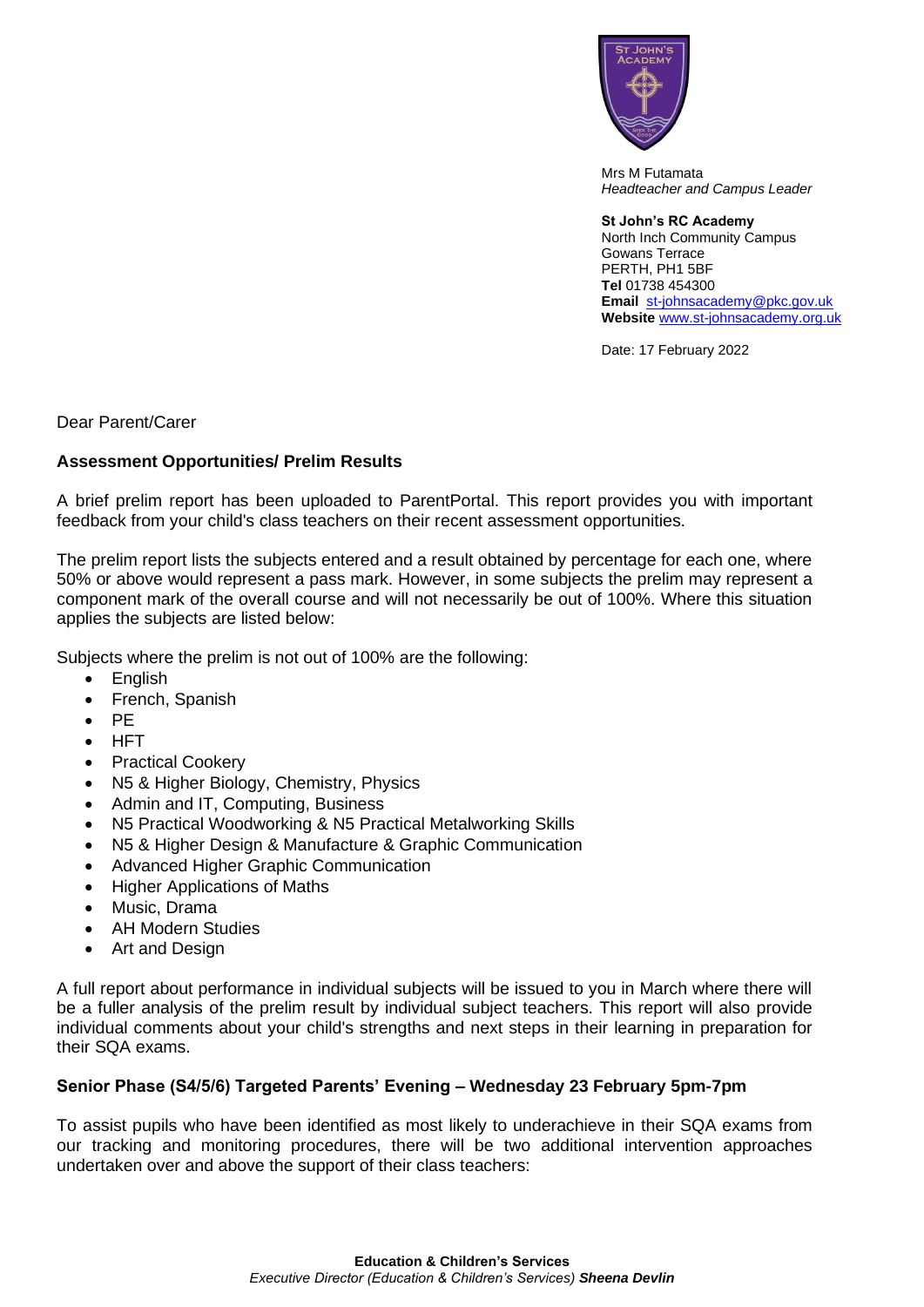Mrs M Futamata
*Headteacher and Campus Leader*

**St John's RC Academy**
North Inch Community Campus
Gowans Terrace
PERTH, PH1 5BF
**Tel** 01738 454300
**Email** st-johnsacademy@pkc.gov.uk
**Website** www.st-johnsacademy.org.uk

Date: 17 February 2022

Dear Parent/Carer

**Assessment Opportunities/ Prelim Results**

A brief prelim report has been uploaded to ParentPortal. This report provides you with important feedback from your child's class teachers on their recent assessment opportunities.

The prelim report lists the subjects entered and a result obtained by percentage for each one, where 50% or above would represent a pass mark. However, in some subjects the prelim may represent a component mark of the overall course and will not necessarily be out of 100%. Where this situation applies the subjects are listed below:

Subjects where the prelim is not out of 100% are the following:

- English
- French, Spanish
- PE
- HFT
- Practical Cookery
- N5 & Higher Biology, Chemistry, Physics
- Admin and IT, Computing, Business
- N5 Practical Woodworking & N5 Practical Metalworking Skills
- N5 & Higher Design & Manufacture & Graphic Communication
- Advanced Higher Graphic Communication
- Higher Applications of Maths
- Music, Drama
- AH Modern Studies
- Art and Design

A full report about performance in individual subjects will be issued to you in March where there will be a fuller analysis of the prelim result by individual subject teachers. This report will also provide individual comments about your child's strengths and next steps in their learning in preparation for their SQA exams.

**Senior Phase (S4/5/6) Targeted Parents' Evening – Wednesday 23 February 5pm-7pm**

To assist pupils who have been identified as most likely to underachieve in their SQA exams from our tracking and monitoring procedures, there will be two additional intervention approaches undertaken over and above the support of their class teachers:

**Education & Children's Services**
*Executive Director (Education & Children's Services)* ***Sheena Devlin***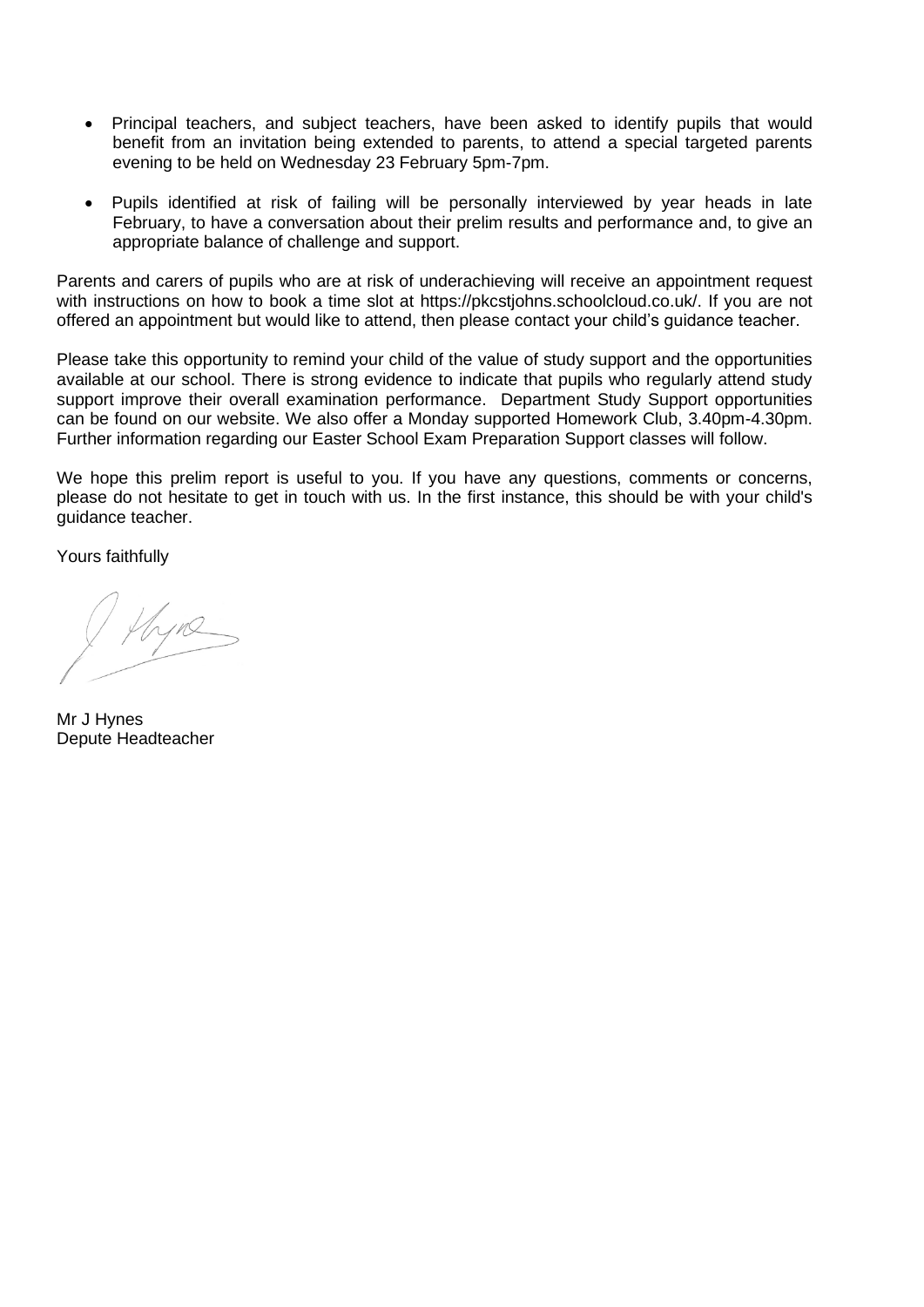- Principal teachers, and subject teachers, have been asked to identify pupils that would benefit from an invitation being extended to parents, to attend a special targeted parents evening to be held on Wednesday 23 February 5pm-7pm.
- Pupils identified at risk of failing will be personally interviewed by year heads in late February, to have a conversation about their prelim results and performance and, to give an appropriate balance of challenge and support.

Parents and carers of pupils who are at risk of underachieving will receive an appointment request with instructions on how to book a time slot at https://pkcstjohns.schoolcloud.co.uk/. If you are not offered an appointment but would like to attend, then please contact your child's guidance teacher.

Please take this opportunity to remind your child of the value of study support and the opportunities available at our school. There is strong evidence to indicate that pupils who regularly attend study support improve their overall examination performance. Department Study Support opportunities can be found on our website. We also offer a Monday supported Homework Club, 3.40pm-4.30pm. Further information regarding our Easter School Exam Preparation Support classes will follow.

We hope this prelim report is useful to you. If you have any questions, comments or concerns, please do not hesitate to get in touch with us. In the first instance, this should be with your child's guidance teacher.

Yours faithfully

Mr J Hynes
Depute Headteacher